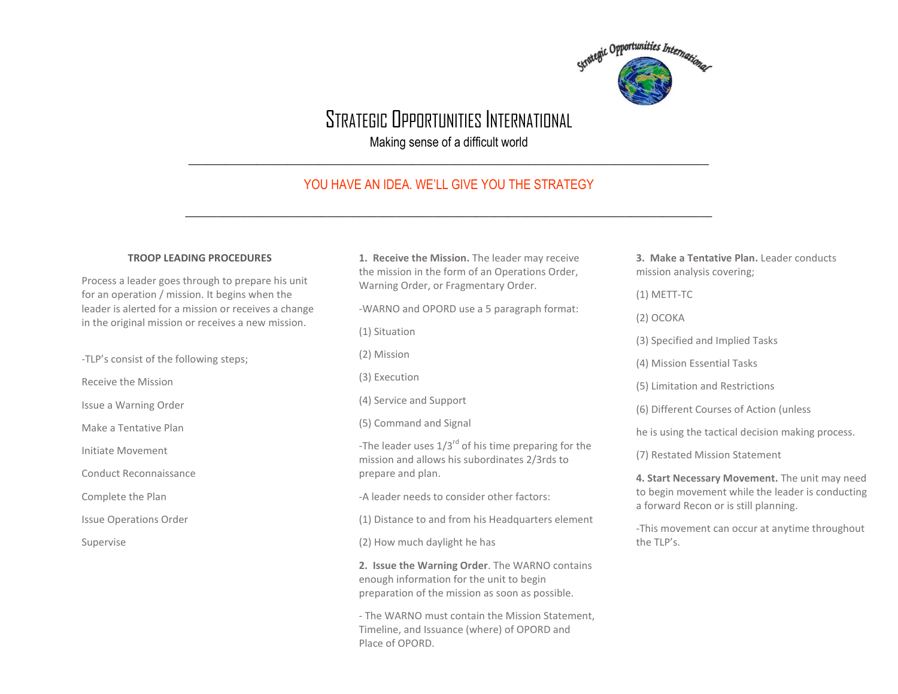# Strategic Opportunities International

Making sense of a difficult world

---

YOU HAVE AN IDEA. WE'LL GIVE YOU THE STRATEGY

---

**TROOP LEADING PROCEDURES**

Process a leader goes through to prepare his unit for an operation / mission. It begins when the leader is alerted for a mission or receives a change in the original mission or receives a new mission.

-TLP's consist of the following steps;

Receive the Mission

Issue a Warning Order

Make a Tentative Plan

Initiate Movement

Conduct Reconnaissance

Complete the Plan

Issue Operations Order

Supervise

**1. Receive the Mission.** The leader may receive the mission in the form of an Operations Order, Warning Order, or Fragmentary Order.

-WARNO and OPORD use a 5 paragraph format:

(1) Situation

(2) Mission

(3) Execution

(4) Service and Support

(5) Command and Signal

-The leader uses 1/3rd of his time preparing for the mission and allows his subordinates 2/3rds to prepare and plan.

-A leader needs to consider other factors:

(1) Distance to and from his Headquarters element

(2) How much daylight he has

**2. Issue the Warning Order**. The WARNO contains enough information for the unit to begin preparation of the mission as soon as possible.

- The WARNO must contain the Mission Statement, Timeline, and Issuance (where) of OPORD and Place of OPORD.

**3. Make a Tentative Plan.** Leader conducts mission analysis covering;

(1) METT-TC

(2) OCOKA

(3) Specified and Implied Tasks

(4) Mission Essential Tasks

(5) Limitation and Restrictions

(6) Different Courses of Action (unless

he is using the tactical decision making process.

(7) Restated Mission Statement

**4. Start Necessary Movement.** The unit may need to begin movement while the leader is conducting a forward Recon or is still planning.

-This movement can occur at anytime throughout the TLP's.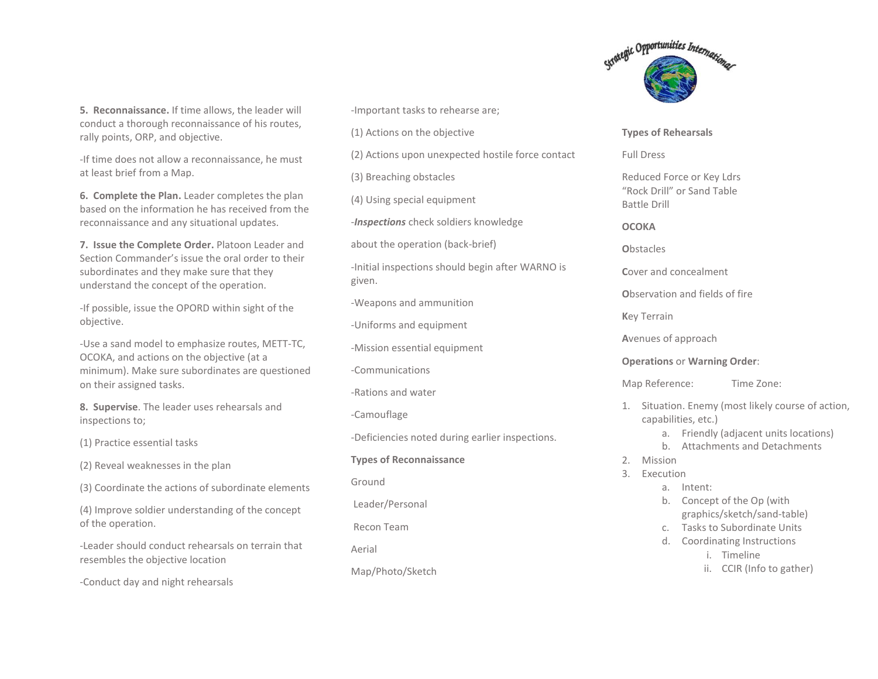**5. Reconnaissance.** If time allows, the leader will conduct a thorough reconnaissance of his routes, rally points, ORP, and objective.

-If time does not allow a reconnaissance, he must at least brief from a Map.

**6. Complete the Plan.** Leader completes the plan based on the information he has received from the reconnaissance and any situational updates.

**7. Issue the Complete Order.** Platoon Leader and Section Commander's issue the oral order to their subordinates and they make sure that they understand the concept of the operation.

-If possible, issue the OPORD within sight of the objective.

-Use a sand model to emphasize routes, METT-TC, OCOKA, and actions on the objective (at a minimum). Make sure subordinates are questioned on their assigned tasks.

**8. Supervise**. The leader uses rehearsals and inspections to;

(1) Practice essential tasks

(2) Reveal weaknesses in the plan

(3) Coordinate the actions of subordinate elements

(4) Improve soldier understanding of the concept of the operation.

-Leader should conduct rehearsals on terrain that resembles the objective location

-Conduct day and night rehearsals

-Important tasks to rehearse are;

(1) Actions on the objective

(2) Actions upon unexpected hostile force contact

(3) Breaching obstacles

(4) Using special equipment

-***Inspections*** check soldiers knowledge

about the operation (back-brief)

-Initial inspections should begin after WARNO is given.

-Weapons and ammunition

-Uniforms and equipment

-Mission essential equipment

-Communications

-Rations and water

-Camouflage

-Deficiencies noted during earlier inspections.

**Types of Reconnaissance**

Ground

Leader/Personal

Recon Team

Aerial

Map/Photo/Sketch

Strategic Opportunities International

**Types of Rehearsals**

Full Dress

Reduced Force or Key Ldrs
"Rock Drill" or Sand Table
Battle Drill

**OCOKA**

**O**bstacles

**C**over and concealment

**O**bservation and fields of fire

**K**ey Terrain

**A**venues of approach

**Operations** or **Warning Order**:

Map Reference: Time Zone:

1. Situation. Enemy (most likely course of action, capabilities, etc.)
   a. Friendly (adjacent units locations)
   b. Attachments and Detachments
2. Mission
3. Execution
   a. Intent:
   b. Concept of the Op (with graphics/sketch/sand-table)
   c. Tasks to Subordinate Units
   d. Coordinating Instructions
      i. Timeline
      ii. CCIR (Info to gather)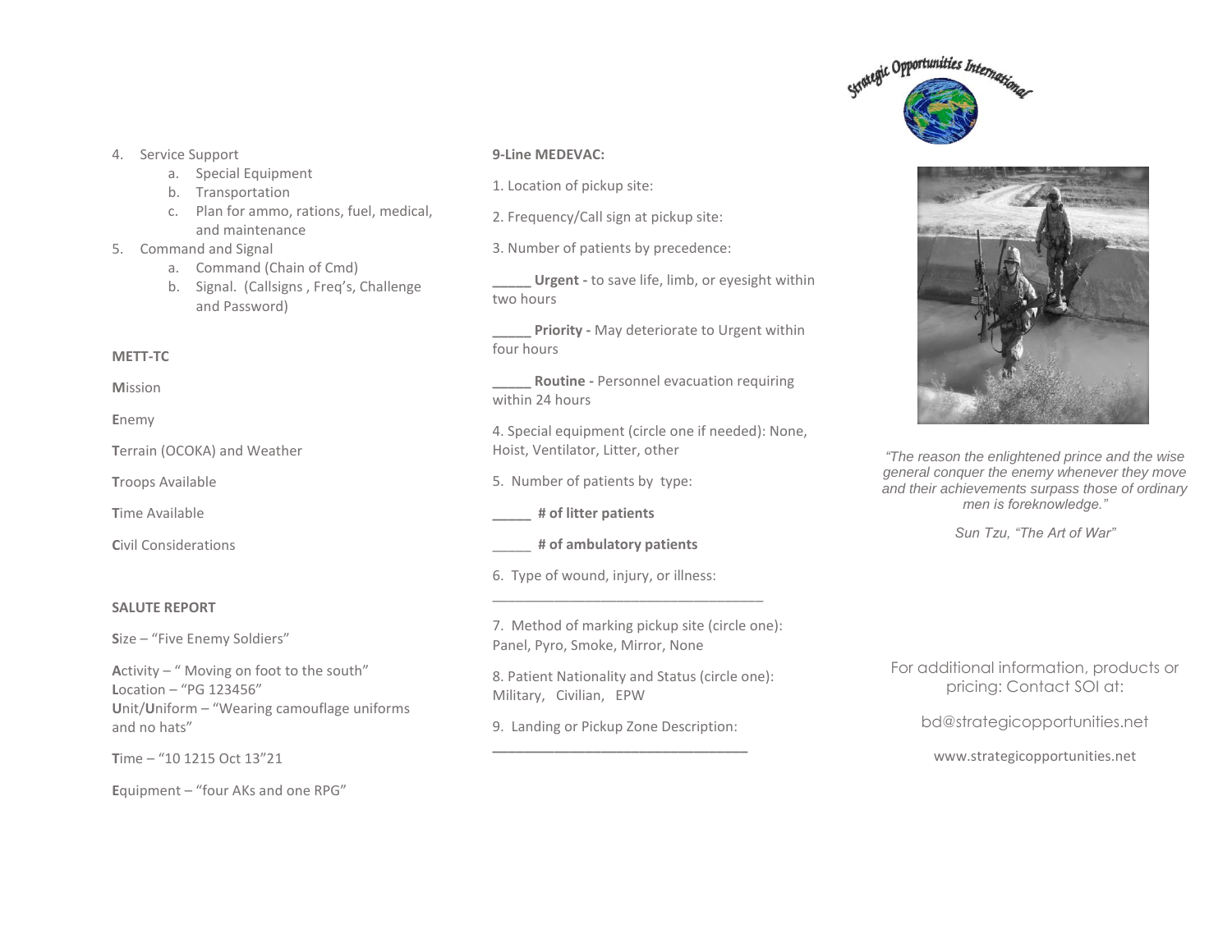4. Service Support
    a. Special Equipment
    b. Transportation
    c. Plan for ammo, rations, fuel, medical, and maintenance
5. Command and Signal
    a. Command (Chain of Cmd)
    b. Signal. (Callsigns , Freq's, Challenge and Password)

**METT-TC**

**M**ission

**E**nemy

**T**errain (OCOKA) and Weather

**T**roops Available

**T**ime Available

**C**ivil Considerations

**SALUTE REPORT**

**S**ize – "Five Enemy Soldiers"

**A**ctivity – " Moving on foot to the south"
**L**ocation – "PG 123456"
**U**nit/**U**niform – "Wearing camouflage uniforms and no hats"

**T**ime – "10 1215 Oct 13"21

**E**quipment – "four AKs and one RPG"

**9-Line MEDEVAC:**

1. Location of pickup site:

2. Frequency/Call sign at pickup site:

3. Number of patients by precedence:

_____ **Urgent -** to save life, limb, or eyesight within two hours

_____ **Priority -** May deteriorate to Urgent within four hours

_____ **Routine -** Personnel evacuation requiring within 24 hours

4. Special equipment (circle one if needed): None, Hoist, Ventilator, Litter, other

5. Number of patients by type:

_____ **# of litter patients**

_____ **# of ambulatory patients**

6. Type of wound, injury, or illness: ___________________________________

7. Method of marking pickup site (circle one): Panel, Pyro, Smoke, Mirror, None

8. Patient Nationality and Status (circle one): Military, Civilian, EPW

9. Landing or Pickup Zone Description: ________________________________

Strategic Opportunities International

*"The reason the enlightened prince and the wise general conquer the enemy whenever they move and their achievements surpass those of ordinary men is foreknowledge."*

*Sun Tzu, "The Art of War"*

For additional information, products or pricing: Contact SOI at:

bd@strategicopportunities.net

www.strategicopportunities.net